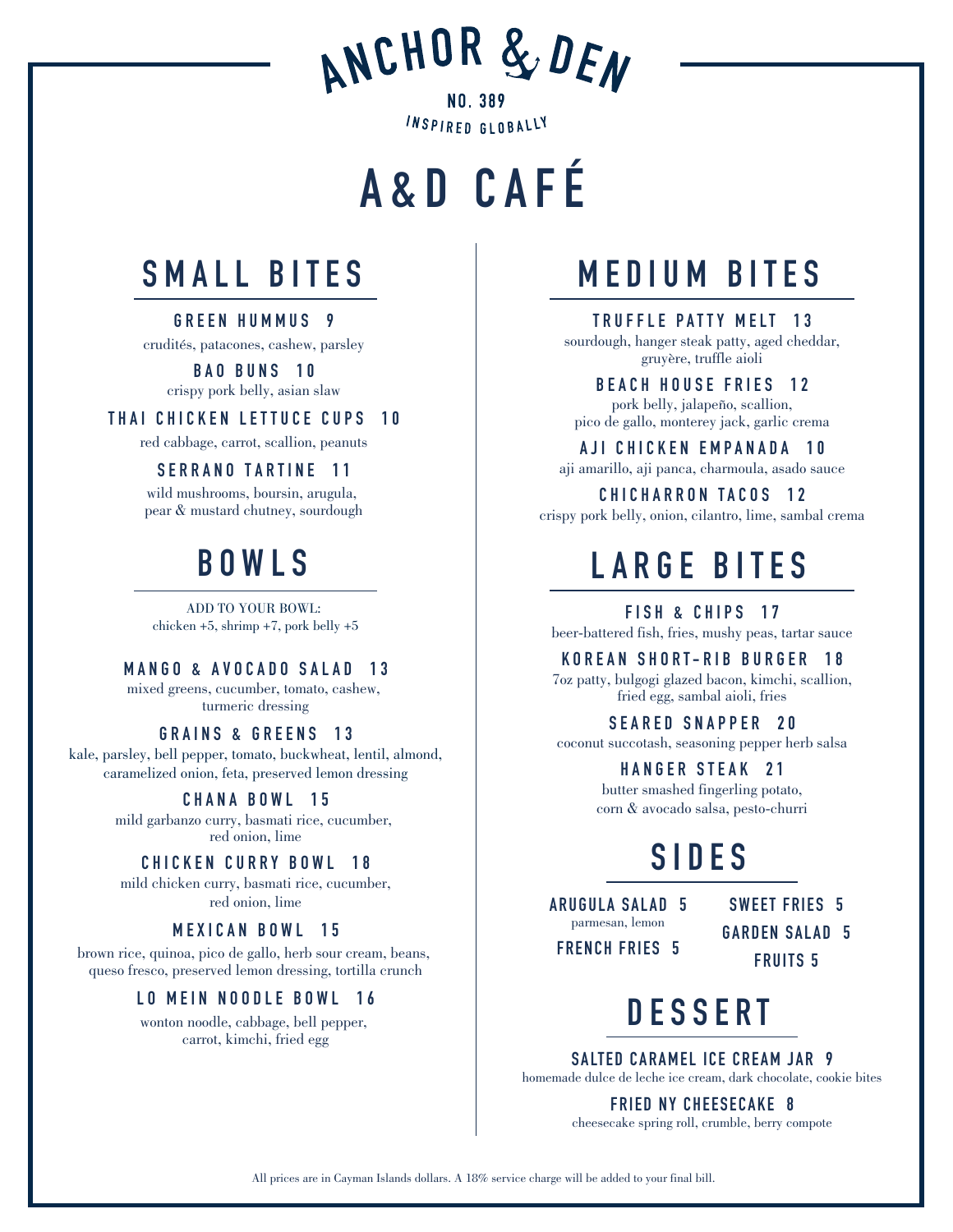# ANCHOR & DEN

NO. 389

INSPIRED GLOBALLY

# A&D CAFÉ

## SMALL BITES

**GREEN HUMMUS 9**
crudités, patacones, cashew, parsley

**BAO BUNS 10**
crispy pork belly, asian slaw

**THAI CHICKEN LETTUCE CUPS 10**
red cabbage, carrot, scallion, peanuts

**SERRANO TARTINE 11**
wild mushrooms, boursin, arugula, pear & mustard chutney, sourdough

## BOWLS

ADD TO YOUR BOWL:
chicken +5, shrimp +7, pork belly +5

**MANGO & AVOCADO SALAD 13**
mixed greens, cucumber, tomato, cashew, turmeric dressing

**GRAINS & GREENS 13**
kale, parsley, bell pepper, tomato, buckwheat, lentil, almond, caramelized onion, feta, preserved lemon dressing

**CHANA BOWL 15**
mild garbanzo curry, basmati rice, cucumber, red onion, lime

**CHICKEN CURRY BOWL 18**
mild chicken curry, basmati rice, cucumber, red onion, lime

**MEXICAN BOWL 15**
brown rice, quinoa, pico de gallo, herb sour cream, beans, queso fresco, preserved lemon dressing, tortilla crunch

**LO MEIN NOODLE BOWL 16**
wonton noodle, cabbage, bell pepper, carrot, kimchi, fried egg

## MEDIUM BITES

**TRUFFLE PATTY MELT 13**
sourdough, hanger steak patty, aged cheddar, gruyère, truffle aioli

**BEACH HOUSE FRIES 12**
pork belly, jalapeño, scallion, pico de gallo, monterey jack, garlic crema

**AJI CHICKEN EMPANADA 10**
aji amarillo, aji panca, charmoula, asado sauce

**CHICHARRON TACOS 12**
crispy pork belly, onion, cilantro, lime, sambal crema

## LARGE BITES

**FISH & CHIPS 17**
beer-battered fish, fries, mushy peas, tartar sauce

**KOREAN SHORT-RIB BURGER 18**
7oz patty, bulgogi glazed bacon, kimchi, scallion, fried egg, sambal aioli, fries

**SEARED SNAPPER 20**
coconut succotash, seasoning pepper herb salsa

**HANGER STEAK 21**
butter smashed fingerling potato, corn & avocado salsa, pesto-churri

## SIDES

**ARUGULA SALAD 5**
parmesan, lemon

**FRENCH FRIES 5**

**SWEET FRIES 5**

**GARDEN SALAD 5**

**FRUITS 5**

## DESSERT

**SALTED CARAMEL ICE CREAM JAR 9**
homemade dulce de leche ice cream, dark chocolate, cookie bites

**FRIED NY CHEESECAKE 8**
cheesecake spring roll, crumble, berry compote

All prices are in Cayman Islands dollars. A 18% service charge will be added to your final bill.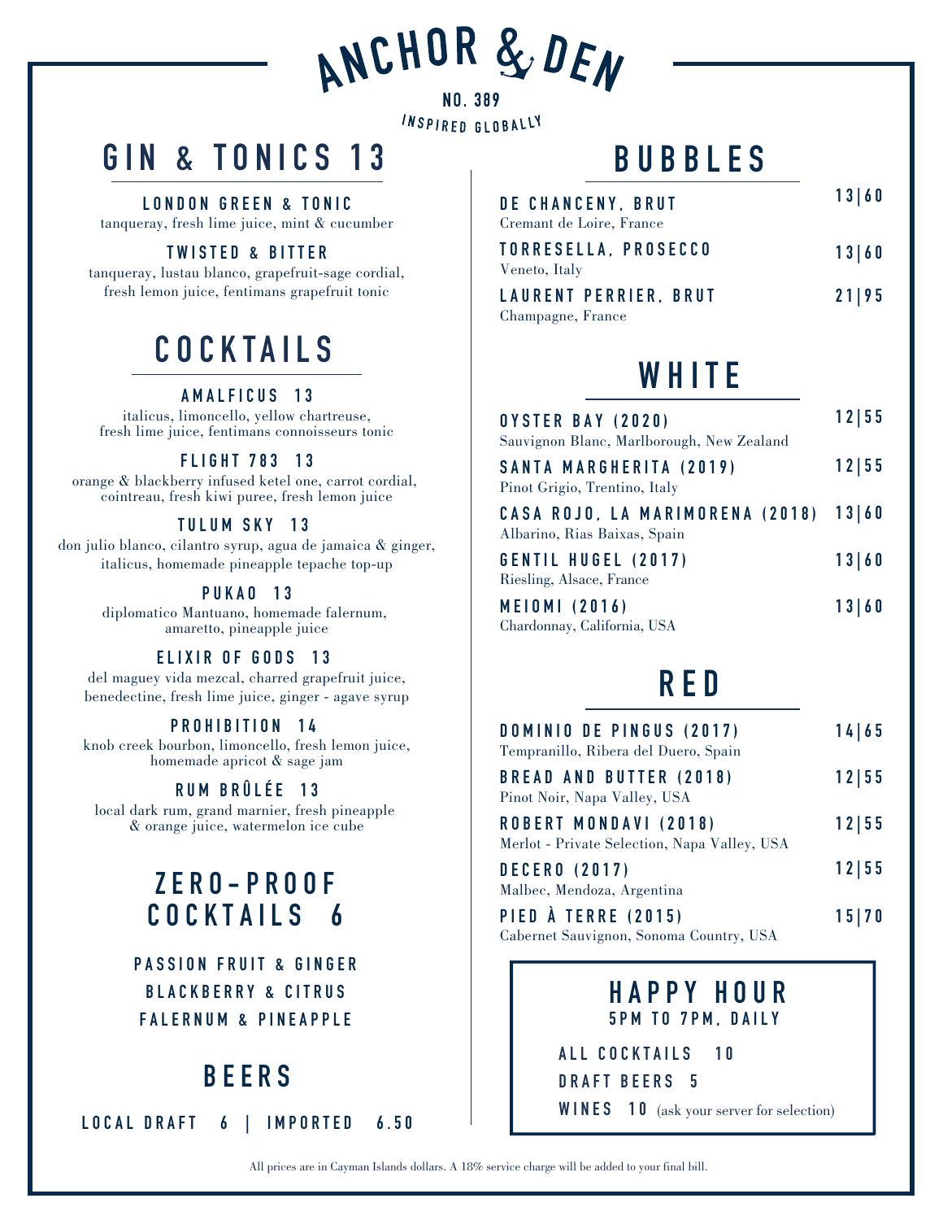# ANCHOR & DEN

NO. 389

INSPIRED GLOBALLY

## GIN & TONICS 13

### LONDON GREEN & TONIC

tanqueray, fresh lime juice, mint & cucumber

### TWISTED & BITTER

tanqueray, lustau blanco, grapefruit-sage cordial, fresh lemon juice, fentimans grapefruit tonic

## COCKTAILS

### AMALFICUS 13

italicus, limoncello, yellow chartreuse, fresh lime juice, fentimans connoisseurs tonic

### FLIGHT 783 13

orange & blackberry infused ketel one, carrot cordial, cointreau, fresh kiwi puree, fresh lemon juice

### TULUM SKY 13

don julio blanco, cilantro syrup, agua de jamaica & ginger, italicus, homemade pineapple tepache top-up

### PUKAO 13

diplomatico Mantuano, homemade falernum, amaretto, pineapple juice

### ELIXIR OF GODS 13

del maguey vida mezcal, charred grapefruit juice, benedectine, fresh lime juice, ginger - agave syrup

### PROHIBITION 14

knob creek bourbon, limoncello, fresh lemon juice, homemade apricot & sage jam

### RUM BRÛLÉE 13

local dark rum, grand marnier, fresh pineapple & orange juice, watermelon ice cube

## ZERO-PROOF COCKTAILS 6

PASSION FRUIT & GINGER

BLACKBERRY & CITRUS

FALERNUM & PINEAPPLE

## BEERS

LOCAL DRAFT 6 | IMPORTED 6.50

## BUBBLES

| | |
|---|---|
| **DE CHANCENY, BRUT** Cremant de Loire, France | 13\|60 |
| **TORRESELLA, PROSECCO** Veneto, Italy | 13\|60 |
| **LAURENT PERRIER, BRUT** Champagne, France | 21\|95 |

## WHITE

| | |
|---|---|
| **OYSTER BAY (2020)** Sauvignon Blanc, Marlborough, New Zealand | 12\|55 |
| **SANTA MARGHERITA (2019)** Pinot Grigio, Trentino, Italy | 12\|55 |
| **CASA ROJO, LA MARIMORENA (2018)** Albarino, Rias Baixas, Spain | 13\|60 |
| **GENTIL HUGEL (2017)** Riesling, Alsace, France | 13\|60 |
| **MEIOMI (2016)** Chardonnay, California, USA | 13\|60 |

## RED

| | |
|---|---|
| **DOMINIO DE PINGUS (2017)** Tempranillo, Ribera del Duero, Spain | 14\|65 |
| **BREAD AND BUTTER (2018)** Pinot Noir, Napa Valley, USA | 12\|55 |
| **ROBERT MONDAVI (2018)** Merlot - Private Selection, Napa Valley, USA | 12\|55 |
| **DECERO (2017)** Malbec, Mendoza, Argentina | 12\|55 |
| **PIED À TERRE (2015)** Cabernet Sauvignon, Sonoma Country, USA | 15\|70 |

## HAPPY HOUR

5PM TO 7PM, DAILY

ALL COCKTAILS 10

DRAFT BEERS 5

WINES 10 (ask your server for selection)

All prices are in Cayman Islands dollars. A 18% service charge will be added to your final bill.